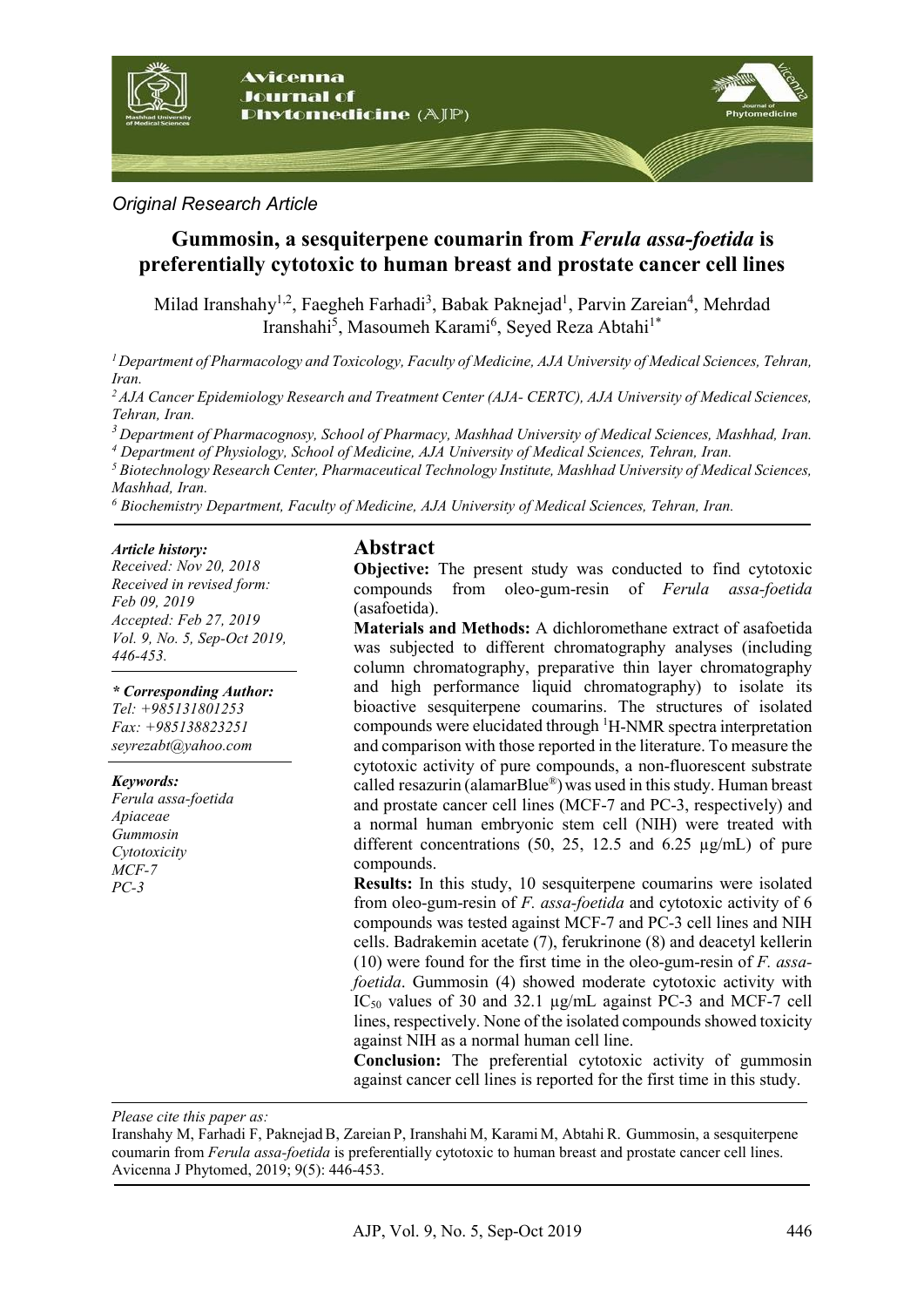*Original Research Article*

# Gummosin, a sesquiterpene coumarin from *Ferula assa-foetida* is preferentially cytotoxic to human breast and prostate cancer cell lines

Milad Iranshahy[1,2], Faegheh Farhadi[3], Babak Paknejad[1], Parvin Zareian[4], Mehrdad Iranshahi[5], Masoumeh Karami[6], Seyed Reza Abtahi[1*]

*[1] Department of Pharmacology and Toxicology, Faculty of Medicine, AJA University of Medical Sciences, Tehran, Iran.*
*[2] AJA Cancer Epidemiology Research and Treatment Center (AJA- CERTC), AJA University of Medical Sciences, Tehran, Iran.*
*[3] Department of Pharmacognosy, School of Pharmacy, Mashhad University of Medical Sciences, Mashhad, Iran.*
*[4] Department of Physiology, School of Medicine, AJA University of Medical Sciences, Tehran, Iran.*
*[5] Biotechnology Research Center, Pharmaceutical Technology Institute, Mashhad University of Medical Sciences, Mashhad, Iran.*
*[6] Biochemistry Department, Faculty of Medicine, AJA University of Medical Sciences, Tehran, Iran.*

***Article history:***
*Received: Nov 20, 2018*
*Received in revised form: Feb 09, 2019*
*Accepted: Feb 27, 2019*
*Vol. 9, No. 5, Sep-Oct 2019, 446-453.*

***\* Corresponding Author:***
*Tel: +985131801253*
*Fax: +985138823251*
*seyrezabt@yahoo.com*

***Keywords:***
*Ferula assa-foetida*
*Apiaceae*
*Gummosin*
*Cytotoxicity*
*MCF-7*
*PC-3*

## Abstract

**Objective:** The present study was conducted to find cytotoxic compounds from oleo-gum-resin of *Ferula assa-foetida* (asafoetida).

**Materials and Methods:** A dichloromethane extract of asafoetida was subjected to different chromatography analyses (including column chromatography, preparative thin layer chromatography and high performance liquid chromatography) to isolate its bioactive sesquiterpene coumarins. The structures of isolated compounds were elucidated through $^{1}$H-NMR spectra interpretation and comparison with those reported in the literature. To measure the cytotoxic activity of pure compounds, a non-fluorescent substrate called resazurin (alamarBlue®) was used in this study. Human breast and prostate cancer cell lines (MCF-7 and PC-3, respectively) and a normal human embryonic stem cell (NIH) were treated with different concentrations (50, 25, 12.5 and 6.25 µg/mL) of pure compounds.

**Results:** In this study, 10 sesquiterpene coumarins were isolated from oleo-gum-resin of *F. assa-foetida* and cytotoxic activity of 6 compounds was tested against MCF-7 and PC-3 cell lines and NIH cells. Badrakemin acetate (7), ferukrinone (8) and deacetyl kellerin (10) were found for the first time in the oleo-gum-resin of *F. assa-foetida*. Gummosin (4) showed moderate cytotoxic activity with $IC_{50}$ values of 30 and 32.1 µg/mL against PC-3 and MCF-7 cell lines, respectively. None of the isolated compounds showed toxicity against NIH as a normal human cell line.

**Conclusion:** The preferential cytotoxic activity of gummosin against cancer cell lines is reported for the first time in this study.

*Please cite this paper as:*
Iranshahy M, Farhadi F, Paknejad B, Zareian P, Iranshahi M, Karami M, Abtahi R. Gummosin, a sesquiterpene coumarin from *Ferula assa-foetida* is preferentially cytotoxic to human breast and prostate cancer cell lines. Avicenna J Phytomed, 2019; 9(5): 446-453.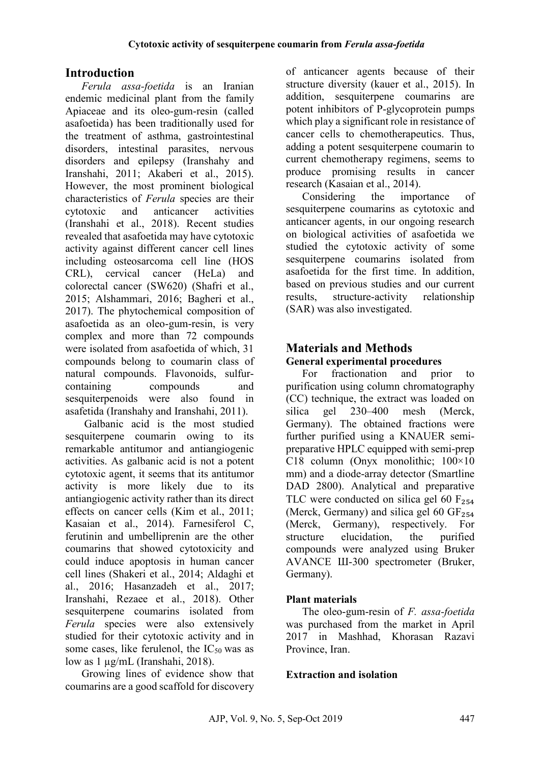## Introduction

*Ferula assa-foetida* is an Iranian endemic medicinal plant from the family Apiaceae and its oleo-gum-resin (called asafoetida) has been traditionally used for the treatment of asthma, gastrointestinal disorders, intestinal parasites, nervous disorders and epilepsy (Iranshahy and Iranshahi, 2011; Akaberi et al., 2015). However, the most prominent biological characteristics of *Ferula* species are their cytotoxic and anticancer activities (Iranshahi et al., 2018). Recent studies revealed that asafoetida may have cytotoxic activity against different cancer cell lines including osteosarcoma cell line (HOS CRL), cervical cancer (HeLa) and colorectal cancer (SW620) (Shafri et al., 2015; Alshammari, 2016; Bagheri et al., 2017). The phytochemical composition of asafoetida as an oleo-gum-resin, is very complex and more than 72 compounds were isolated from asafoetida of which, 31 compounds belong to coumarin class of natural compounds. Flavonoids, sulfur-containing compounds and sesquiterpenoids were also found in asafetida (Iranshahy and Iranshahi, 2011).

Galbanic acid is the most studied sesquiterpene coumarin owing to its remarkable antitumor and antiangiogenic activities. As galbanic acid is not a potent cytotoxic agent, it seems that its antitumor activity is more likely due to its antiangiogenic activity rather than its direct effects on cancer cells (Kim et al., 2011; Kasaian et al., 2014). Farnesiferol C, ferutinin and umbelliprenin are the other coumarins that showed cytotoxicity and could induce apoptosis in human cancer cell lines (Shakeri et al., 2014; Aldaghi et al., 2016; Hasanzadeh et al., 2017; Iranshahi, Rezaee et al., 2018). Other sesquiterpene coumarins isolated from *Ferula* species were also extensively studied for their cytotoxic activity and in some cases, like ferulenol, the $IC_{50}$ was as low as 1 µg/mL (Iranshahi, 2018).

Growing lines of evidence show that coumarins are a good scaffold for discovery of anticancer agents because of their structure diversity (kauer et al., 2015). In addition, sesquiterpene coumarins are potent inhibitors of P-glycoprotein pumps which play a significant role in resistance of cancer cells to chemotherapeutics. Thus, adding a potent sesquiterpene coumarin to current chemotherapy regimens, seems to produce promising results in cancer research (Kasaian et al., 2014).

Considering the importance of sesquiterpene coumarins as cytotoxic and anticancer agents, in our ongoing research on biological activities of asafoetida we studied the cytotoxic activity of some sesquiterpene coumarins isolated from asafoetida for the first time. In addition, based on previous studies and our current results, structure-activity relationship (SAR) was also investigated.

## Materials and Methods

### General experimental procedures

For fractionation and prior to purification using column chromatography (CC) technique, the extract was loaded on silica gel 230–400 mesh (Merck, Germany). The obtained fractions were further purified using a KNAUER semi-preparative HPLC equipped with semi-prep C18 column (Onyx monolithic; 100×10 mm) and a diode-array detector (Smartline DAD 2800). Analytical and preparative TLC were conducted on silica gel 60 $F_{254}$ (Merck, Germany) and silica gel 60 $GF_{254}$ (Merck, Germany), respectively. For structure elucidation, the purified compounds were analyzed using Bruker AVANCE Ш-300 spectrometer (Bruker, Germany).

### Plant materials

The oleo-gum-resin of *F. assa-foetida* was purchased from the market in April 2017 in Mashhad, Khorasan Razavi Province, Iran.

### Extraction and isolation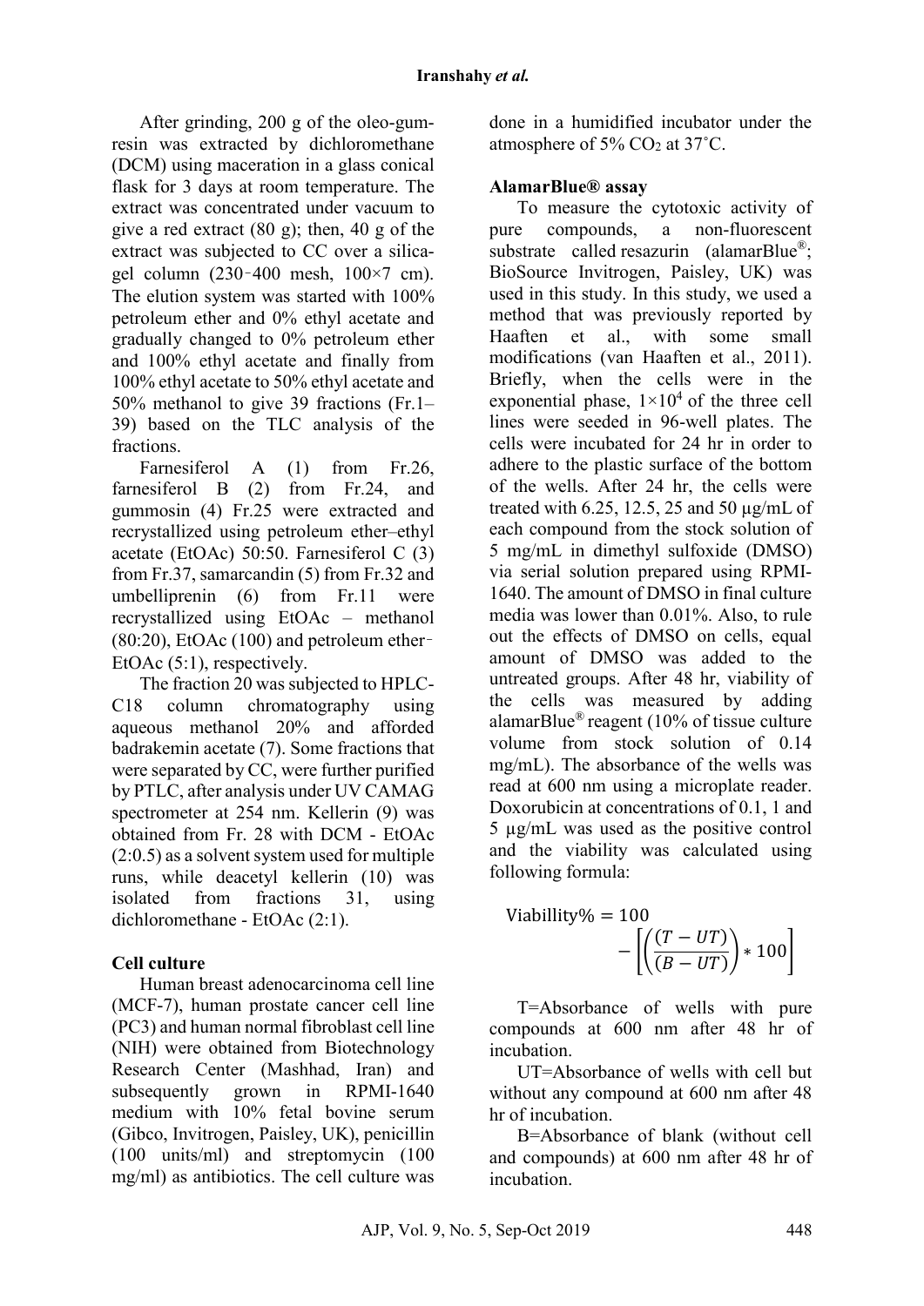After grinding, 200 g of the oleo-gum-resin was extracted by dichloromethane (DCM) using maceration in a glass conical flask for 3 days at room temperature. The extract was concentrated under vacuum to give a red extract (80 g); then, 40 g of the extract was subjected to CC over a silica-gel column (230‑400 mesh, 100×7 cm). The elution system was started with 100% petroleum ether and 0% ethyl acetate and gradually changed to 0% petroleum ether and 100% ethyl acetate and finally from 100% ethyl acetate to 50% ethyl acetate and 50% methanol to give 39 fractions (Fr.1–39) based on the TLC analysis of the fractions.

Farnesiferol A (1) from Fr.26, farnesiferol B (2) from Fr.24, and gummosin (4) Fr.25 were extracted and recrystallized using petroleum ether–ethyl acetate (EtOAc) 50:50. Farnesiferol C (3) from Fr.37, samarcandin (5) from Fr.32 and umbelliprenin (6) from Fr.11 were recrystallized using EtOAc – methanol (80:20), EtOAc (100) and petroleum ether‑EtOAc (5:1), respectively.

The fraction 20 was subjected to HPLC-C18 column chromatography using aqueous methanol 20% and afforded badrakemin acetate (7). Some fractions that were separated by CC, were further purified by PTLC, after analysis under UV CAMAG spectrometer at 254 nm. Kellerin (9) was obtained from Fr. 28 with DCM - EtOAc (2:0.5) as a solvent system used for multiple runs, while deacetyl kellerin (10) was isolated from fractions 31, using dichloromethane - EtOAc (2:1).

## Cell culture

Human breast adenocarcinoma cell line (MCF-7), human prostate cancer cell line (PC3) and human normal fibroblast cell line (NIH) were obtained from Biotechnology Research Center (Mashhad, Iran) and subsequently grown in RPMI-1640 medium with 10% fetal bovine serum (Gibco, Invitrogen, Paisley, UK), penicillin (100 units/ml) and streptomycin (100 mg/ml) as antibiotics. The cell culture was done in a humidified incubator under the atmosphere of 5% $CO_2$ at 37˚C.

## AlamarBlue® assay

To measure the cytotoxic activity of pure compounds, a non-fluorescent substrate called resazurin (alamarBlue®; BioSource Invitrogen, Paisley, UK) was used in this study. In this study, we used a method that was previously reported by Haaften et al., with some small modifications (van Haaften et al., 2011). Briefly, when the cells were in the exponential phase, $1\times10^4$ of the three cell lines were seeded in 96-well plates. The cells were incubated for 24 hr in order to adhere to the plastic surface of the bottom of the wells. After 24 hr, the cells were treated with 6.25, 12.5, 25 and 50 µg/mL of each compound from the stock solution of 5 mg/mL in dimethyl sulfoxide (DMSO) via serial solution prepared using RPMI-1640. The amount of DMSO in final culture media was lower than 0.01%. Also, to rule out the effects of DMSO on cells, equal amount of DMSO was added to the untreated groups. After 48 hr, viability of the cells was measured by adding alamarBlue® reagent (10% of tissue culture volume from stock solution of 0.14 mg/mL). The absorbance of the wells was read at 600 nm using a microplate reader. Doxorubicin at concentrations of 0.1, 1 and 5 µg/mL was used as the positive control and the viability was calculated using following formula:

$$\text{Viabillity\%} = 100 - \left[\left(\frac{(T-UT)}{(B-UT)}\right) * 100\right]$$

T=Absorbance of wells with pure compounds at 600 nm after 48 hr of incubation.

UT=Absorbance of wells with cell but without any compound at 600 nm after 48 hr of incubation.

B=Absorbance of blank (without cell and compounds) at 600 nm after 48 hr of incubation.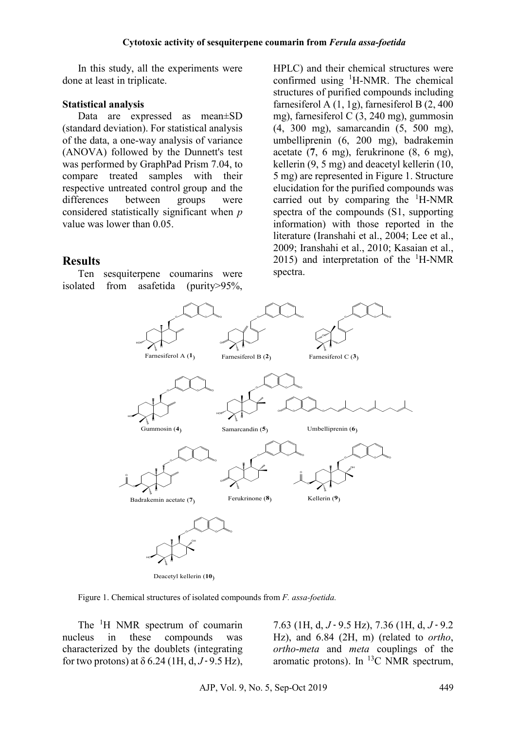In this study, all the experiments were done at least in triplicate.

**Statistical analysis**

Data are expressed as mean±SD (standard deviation). For statistical analysis of the data, a one-way analysis of variance (ANOVA) followed by the Dunnett's test was performed by GraphPad Prism 7.04, to compare treated samples with their respective untreated control group and the differences between groups were considered statistically significant when $p$ value was lower than 0.05.

## Results

Ten sesquiterpene coumarins were isolated from asafetida (purity>95%, HPLC) and their chemical structures were confirmed using $^{1}$H-NMR. The chemical structures of purified compounds including farnesiferol A (1, 1g), farnesiferol B (2, 400 mg), farnesiferol C (3, 240 mg), gummosin (4, 300 mg), samarcandin (5, 500 mg), umbelliprenin (6, 200 mg), badrakemin acetate (**7**, 6 mg), ferukrinone (8, 6 mg), kellerin (9, 5 mg) and deacetyl kellerin (10, 5 mg) are represented in Figure 1. Structure elucidation for the purified compounds was carried out by comparing the $^{1}$H-NMR spectra of the compounds (S1, supporting information) with those reported in the literature (Iranshahi et al., 2004; Lee et al., 2009; Iranshahi et al., 2010; Kasaian et al., 2015) and interpretation of the $^{1}$H-NMR spectra.

Farnesiferol A (**1**) Farnesiferol B (**2**) Farnesiferol C (**3**) Gummosin (**4**) Samarcandin (**5**) Umbelliprenin (**6**) Badrakemin acetate (**7**) Ferukrinone (**8**) Kellerin (**9**) Deacetyl kellerin (**10**)

Figure 1. Chemical structures of isolated compounds from *F. assa-foetida.*

The $^{1}$H NMR spectrum of coumarin nucleus in these compounds was characterized by the doublets (integrating for two protons) at δ 6.24 (1H, d, $J$ = 9.5 Hz), 7.63 (1H, d, $J$ = 9.5 Hz), 7.36 (1H, d, $J$ = 9.2 Hz), and 6.84 (2H, m) (related to *ortho*, *ortho*-*meta* and *meta* couplings of the aromatic protons). In $^{13}$C NMR spectrum,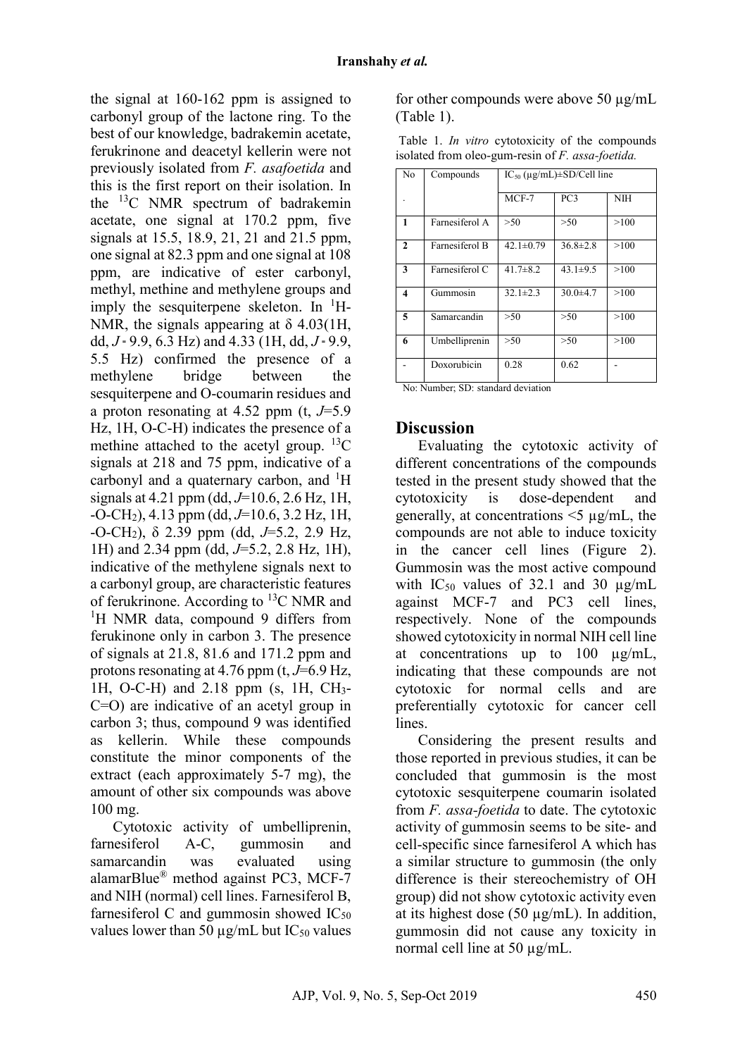the signal at 160-162 ppm is assigned to carbonyl group of the lactone ring. To the best of our knowledge, badrakemin acetate, ferukrinone and deacetyl kellerin were not previously isolated from *F. asafoetida* and this is the first report on their isolation. In the $^{13}$C NMR spectrum of badrakemin acetate, one signal at 170.2 ppm, five signals at 15.5, 18.9, 21, 21 and 21.5 ppm, one signal at 82.3 ppm and one signal at 108 ppm, are indicative of ester carbonyl, methyl, methine and methylene groups and imply the sesquiterpene skeleton. In $^{1}$H-NMR, the signals appearing at δ 4.03(1H, dd, $J$ = 9.9, 6.3 Hz) and 4.33 (1H, dd, $J$ = 9.9, 5.5 Hz) confirmed the presence of a methylene bridge between the sesquiterpene and O-coumarin residues and a proton resonating at 4.52 ppm (t, $J$=5.9 Hz, 1H, O-C-H) indicates the presence of a methine attached to the acetyl group. $^{13}$C signals at 218 and 75 ppm, indicative of a carbonyl and a quaternary carbon, and $^{1}$H signals at 4.21 ppm (dd, $J$=10.6, 2.6 Hz, 1H, -O-$CH_2$), 4.13 ppm (dd, $J$=10.6, 3.2 Hz, 1H, -O-$CH_2$), δ 2.39 ppm (dd, $J$=5.2, 2.9 Hz, 1H) and 2.34 ppm (dd, $J$=5.2, 2.8 Hz, 1H), indicative of the methylene signals next to a carbonyl group, are characteristic features of ferukrinone. According to $^{13}$C NMR and $^{1}$H NMR data, compound 9 differs from ferukinone only in carbon 3. The presence of signals at 21.8, 81.6 and 171.2 ppm and protons resonating at 4.76 ppm (t, $J$=6.9 Hz, 1H, O-C-H) and 2.18 ppm (s, 1H, $CH_3$-C=O) are indicative of an acetyl group in carbon 3; thus, compound 9 was identified as kellerin. While these compounds constitute the minor components of the extract (each approximately 5-7 mg), the amount of other six compounds was above 100 mg.

Cytotoxic activity of umbelliprenin, farnesiferol A-C, gummosin and samarcandin was evaluated using alamarBlue® method against PC3, MCF-7 and NIH (normal) cell lines. Farnesiferol B, farnesiferol C and gummosin showed $IC_{50}$ values lower than 50 µg/mL but $IC_{50}$ values for other compounds were above 50 µg/mL (Table 1).

Table 1. *In vitro* cytotoxicity of the compounds isolated from oleo-gum-resin of *F. assa-foetida.*

| No. | Compounds | $IC_{50}$ (µg/mL)±SD/Cell line | | |
|---|---|---|---|---|
| | | MCF-7 | PC3 | NIH |
| **1** | Farnesiferol A | >50 | >50 | >100 |
| **2** | Farnesiferol B | 42.1±0.79 | 36.8±2.8 | >100 |
| **3** | Farnesiferol C | 41.7±8.2 | 43.1±9.5 | >100 |
| **4** | Gummosin | 32.1±2.3 | 30.0±4.7 | >100 |
| **5** | Samarcandin | >50 | >50 | >100 |
| **6** | Umbelliprenin | >50 | >50 | >100 |
| - | Doxorubicin | 0.28 | 0.62 | - |

No: Number; SD: standard deviation

## Discussion

Evaluating the cytotoxic activity of different concentrations of the compounds tested in the present study showed that the cytotoxicity is dose-dependent and generally, at concentrations <5 µg/mL, the compounds are not able to induce toxicity in the cancer cell lines (Figure 2). Gummosin was the most active compound with $IC_{50}$ values of 32.1 and 30 µg/mL against MCF-7 and PC3 cell lines, respectively. None of the compounds showed cytotoxicity in normal NIH cell line at concentrations up to 100 µg/mL, indicating that these compounds are not cytotoxic for normal cells and are preferentially cytotoxic for cancer cell lines.

Considering the present results and those reported in previous studies, it can be concluded that gummosin is the most cytotoxic sesquiterpene coumarin isolated from *F. assa-foetida* to date. The cytotoxic activity of gummosin seems to be site- and cell-specific since farnesiferol A which has a similar structure to gummosin (the only difference is their stereochemistry of OH group) did not show cytotoxic activity even at its highest dose (50 µg/mL). In addition, gummosin did not cause any toxicity in normal cell line at 50 µg/mL.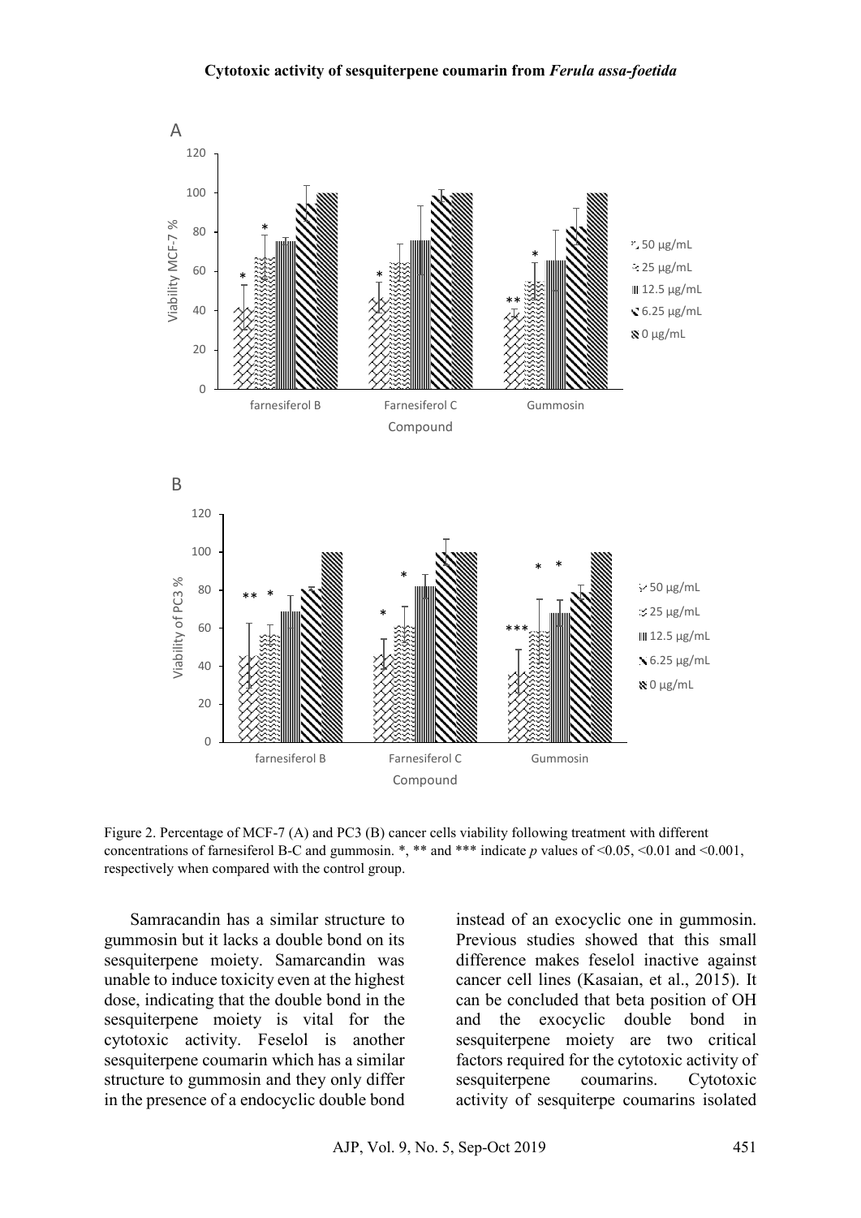Figure 2. Percentage of MCF-7 (A) and PC3 (B) cancer cells viability following treatment with different concentrations of farnesiferol B-C and gummosin. *, ** and *** indicate *p* values of <0.05, <0.01 and <0.001, respectively when compared with the control group.

Samracandin has a similar structure to gummosin but it lacks a double bond on its sesquiterpene moiety. Samarcandin was unable to induce toxicity even at the highest dose, indicating that the double bond in the sesquiterpene moiety is vital for the cytotoxic activity. Feselol is another sesquiterpene coumarin which has a similar structure to gummosin and they only differ in the presence of a endocyclic double bond instead of an exocyclic one in gummosin. Previous studies showed that this small difference makes feselol inactive against cancer cell lines (Kasaian, et al., 2015). It can be concluded that beta position of OH and the exocyclic double bond in sesquiterpene moiety are two critical factors required for the cytotoxic activity of sesquiterpene coumarins. Cytotoxic activity of sesquiterpe coumarins isolated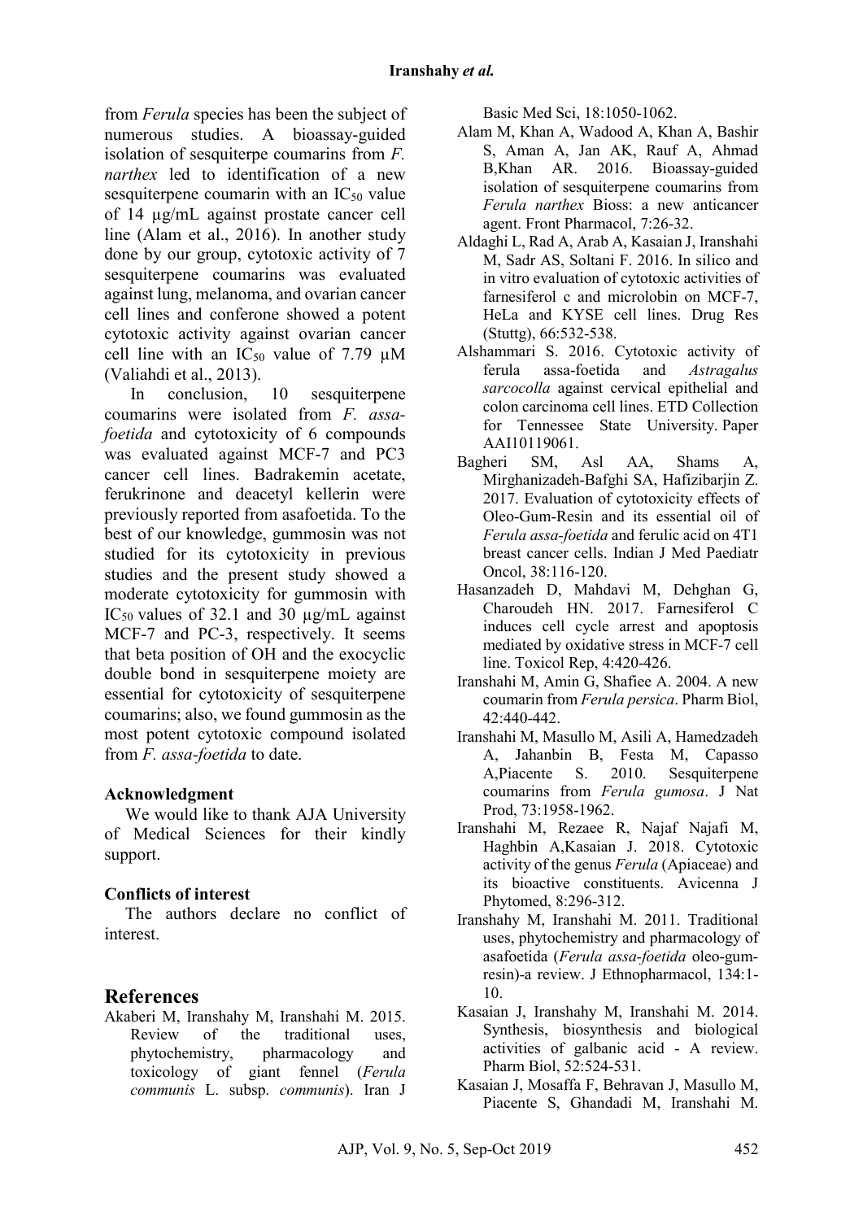from *Ferula* species has been the subject of numerous studies. A bioassay-guided isolation of sesquiterpe coumarins from *F. narthex* led to identification of a new sesquiterpene coumarin with an $IC_{50}$ value of 14 µg/mL against prostate cancer cell line (Alam et al., 2016). In another study done by our group, cytotoxic activity of 7 sesquiterpene coumarins was evaluated against lung, melanoma, and ovarian cancer cell lines and conferone showed a potent cytotoxic activity against ovarian cancer cell line with an $IC_{50}$ value of 7.79 µM (Valiahdi et al., 2013).

In conclusion, 10 sesquiterpene coumarins were isolated from *F. assa-foetida* and cytotoxicity of 6 compounds was evaluated against MCF-7 and PC3 cancer cell lines. Badrakemin acetate, ferukrinone and deacetyl kellerin were previously reported from asafoetida. To the best of our knowledge, gummosin was not studied for its cytotoxicity in previous studies and the present study showed a moderate cytotoxicity for gummosin with $IC_{50}$ values of 32.1 and 30 µg/mL against MCF-7 and PC-3, respectively. It seems that beta position of OH and the exocyclic double bond in sesquiterpene moiety are essential for cytotoxicity of sesquiterpene coumarins; also, we found gummosin as the most potent cytotoxic compound isolated from *F. assa-foetida* to date.

### Acknowledgment

We would like to thank AJA University of Medical Sciences for their kindly support.

### Conflicts of interest

The authors declare no conflict of interest.

## References

Akaberi M, Iranshahy M, Iranshahi M. 2015. Review of the traditional uses, phytochemistry, pharmacology and toxicology of giant fennel (*Ferula communis* L. subsp. *communis*). Iran J Basic Med Sci, 18:1050-1062.

Alam M, Khan A, Wadood A, Khan A, Bashir S, Aman A, Jan AK, Rauf A, Ahmad B,Khan AR. 2016. Bioassay-guided isolation of sesquiterpene coumarins from *Ferula narthex* Bioss: a new anticancer agent. Front Pharmacol, 7:26-32.

Aldaghi L, Rad A, Arab A, Kasaian J, Iranshahi M, Sadr AS, Soltani F. 2016. In silico and in vitro evaluation of cytotoxic activities of farnesiferol c and microlobin on MCF-7, HeLa and KYSE cell lines. Drug Res (Stuttg), 66:532-538.

Alshammari S. 2016. Cytotoxic activity of ferula assa-foetida and *Astragalus sarcocolla* against cervical epithelial and colon carcinoma cell lines. ETD Collection for Tennessee State University. Paper AAI10119061.

Bagheri SM, Asl AA, Shams A, Mirghanizadeh-Bafghi SA, Hafizibarjin Z. 2017. Evaluation of cytotoxicity effects of Oleo-Gum-Resin and its essential oil of *Ferula assa-foetida* and ferulic acid on 4T1 breast cancer cells. Indian J Med Paediatr Oncol, 38:116-120.

Hasanzadeh D, Mahdavi M, Dehghan G, Charoudeh HN. 2017. Farnesiferol C induces cell cycle arrest and apoptosis mediated by oxidative stress in MCF-7 cell line. Toxicol Rep, 4:420-426.

Iranshahi M, Amin G, Shafiee A. 2004. A new coumarin from *Ferula persica*. Pharm Biol, 42:440-442.

Iranshahi M, Masullo M, Asili A, Hamedzadeh A, Jahanbin B, Festa M, Capasso A,Piacente S. 2010. Sesquiterpene coumarins from *Ferula gumosa*. J Nat Prod, 73:1958-1962.

Iranshahi M, Rezaee R, Najaf Najafi M, Haghbin A,Kasaian J. 2018. Cytotoxic activity of the genus *Ferula* (Apiaceae) and its bioactive constituents. Avicenna J Phytomed, 8:296-312.

Iranshahy M, Iranshahi M. 2011. Traditional uses, phytochemistry and pharmacology of asafoetida (*Ferula assa-foetida* oleo-gum-resin)-a review. J Ethnopharmacol, 134:1-10.

Kasaian J, Iranshahy M, Iranshahi M. 2014. Synthesis, biosynthesis and biological activities of galbanic acid - A review. Pharm Biol, 52:524-531.

Kasaian J, Mosaffa F, Behravan J, Masullo M, Piacente S, Ghandadi M, Iranshahi M.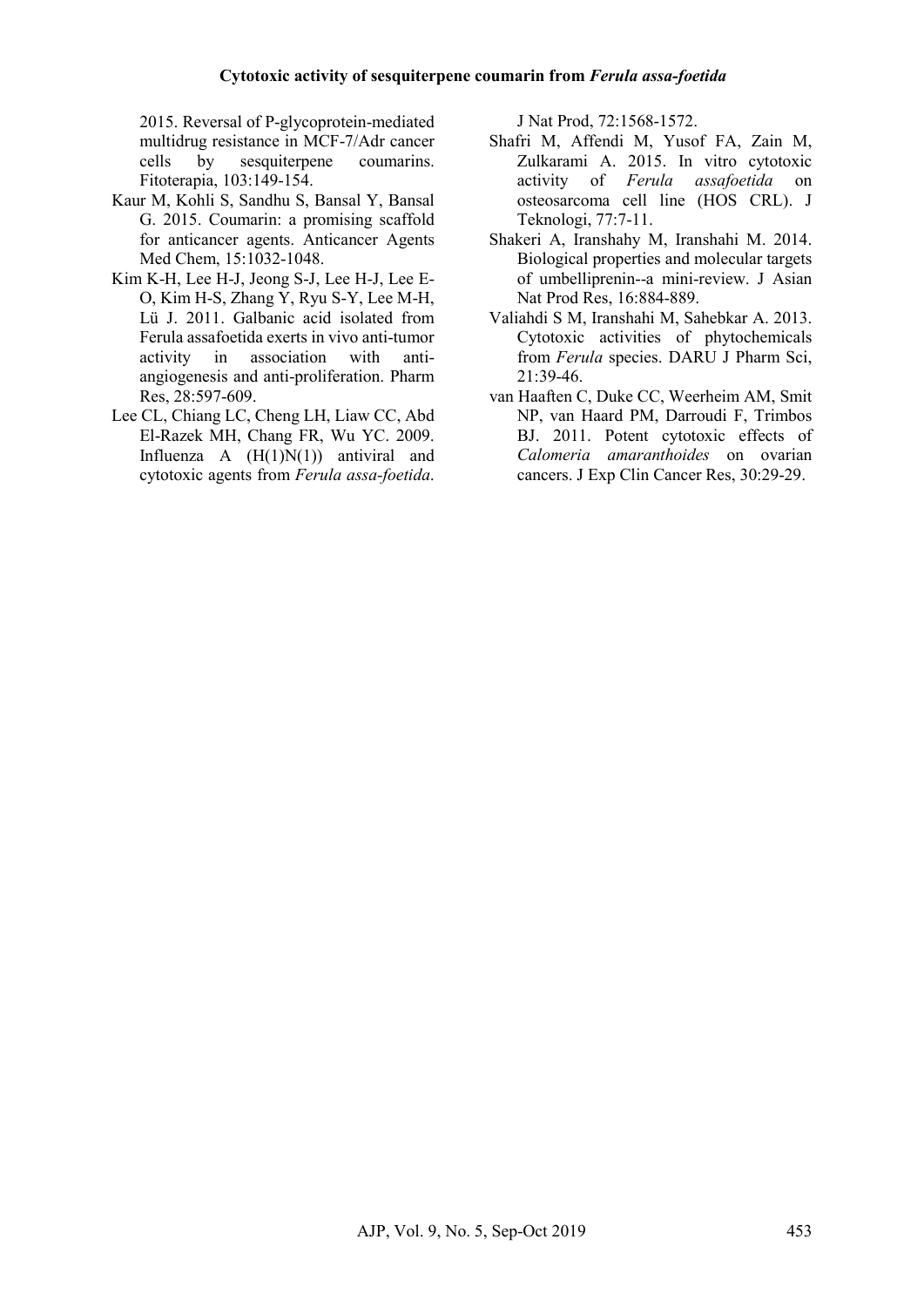2015. Reversal of P-glycoprotein-mediated multidrug resistance in MCF-7/Adr cancer cells by sesquiterpene coumarins. Fitoterapia, 103:149-154.

Kaur M, Kohli S, Sandhu S, Bansal Y, Bansal G. 2015. Coumarin: a promising scaffold for anticancer agents. Anticancer Agents Med Chem, 15:1032-1048.

Kim K-H, Lee H-J, Jeong S-J, Lee H-J, Lee E-O, Kim H-S, Zhang Y, Ryu S-Y, Lee M-H, Lü J. 2011. Galbanic acid isolated from Ferula assafoetida exerts in vivo anti-tumor activity in association with anti-angiogenesis and anti-proliferation. Pharm Res, 28:597-609.

Lee CL, Chiang LC, Cheng LH, Liaw CC, Abd El-Razek MH, Chang FR, Wu YC. 2009. Influenza A (H(1)N(1)) antiviral and cytotoxic agents from *Ferula assa-foetida*. J Nat Prod, 72:1568-1572.

Shafri M, Affendi M, Yusof FA, Zain M, Zulkarami A. 2015. In vitro cytotoxic activity of *Ferula assafoetida* on osteosarcoma cell line (HOS CRL). J Teknologi, 77:7-11.

Shakeri A, Iranshahy M, Iranshahi M. 2014. Biological properties and molecular targets of umbelliprenin--a mini-review. J Asian Nat Prod Res, 16:884-889.

Valiahdi S M, Iranshahi M, Sahebkar A. 2013. Cytotoxic activities of phytochemicals from *Ferula* species. DARU J Pharm Sci, 21:39-46.

van Haaften C, Duke CC, Weerheim AM, Smit NP, van Haard PM, Darroudi F, Trimbos BJ. 2011. Potent cytotoxic effects of *Calomeria amaranthoides* on ovarian cancers. J Exp Clin Cancer Res, 30:29-29.